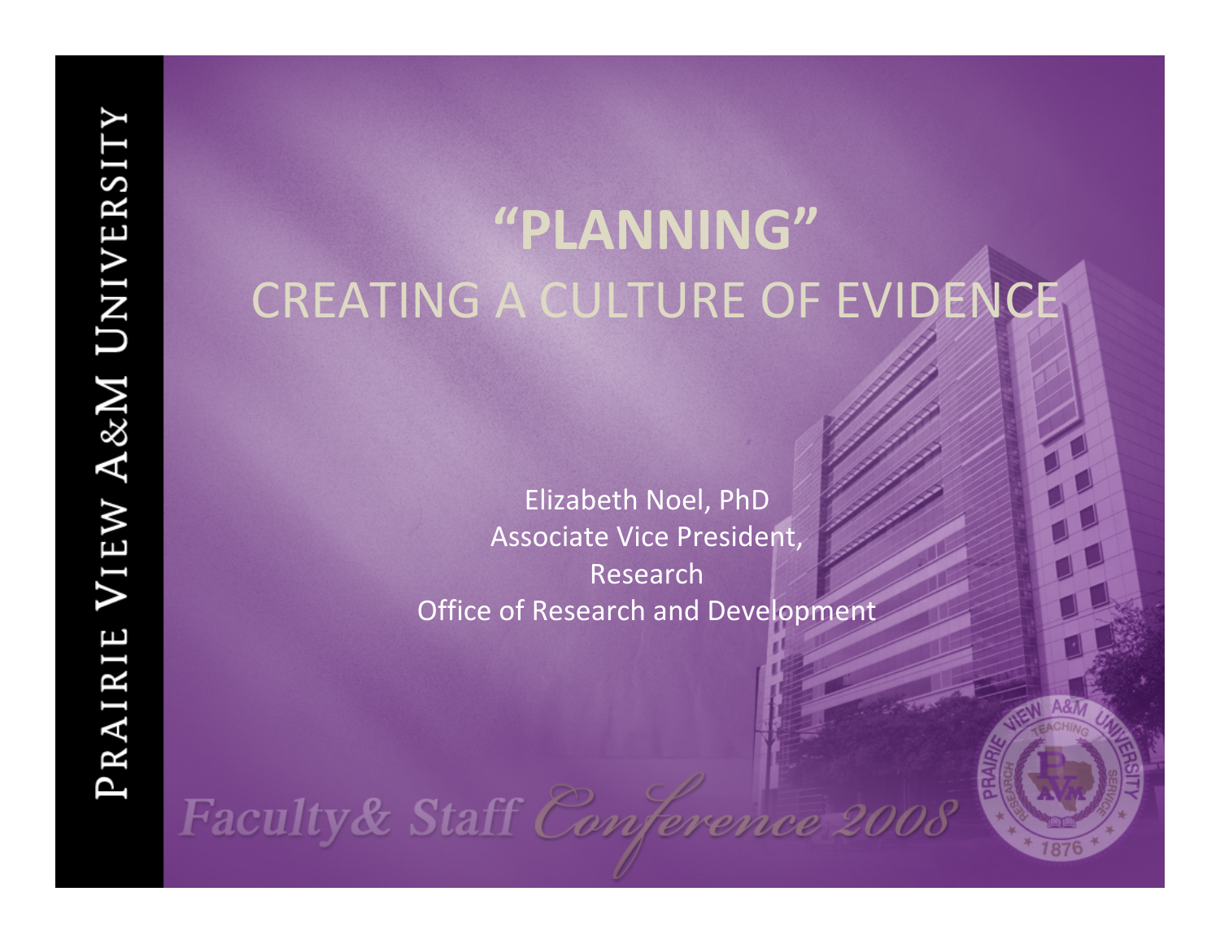# "PLANNING"

## CREATING A CULTURE OF EVIDENCE

Elizabeth Noel, PhD
Associate Vice President,
Research
Office of Research and Development

PRAIRIE VIEW A&M UNIVERSITY

Faculty& Staff Conference 2008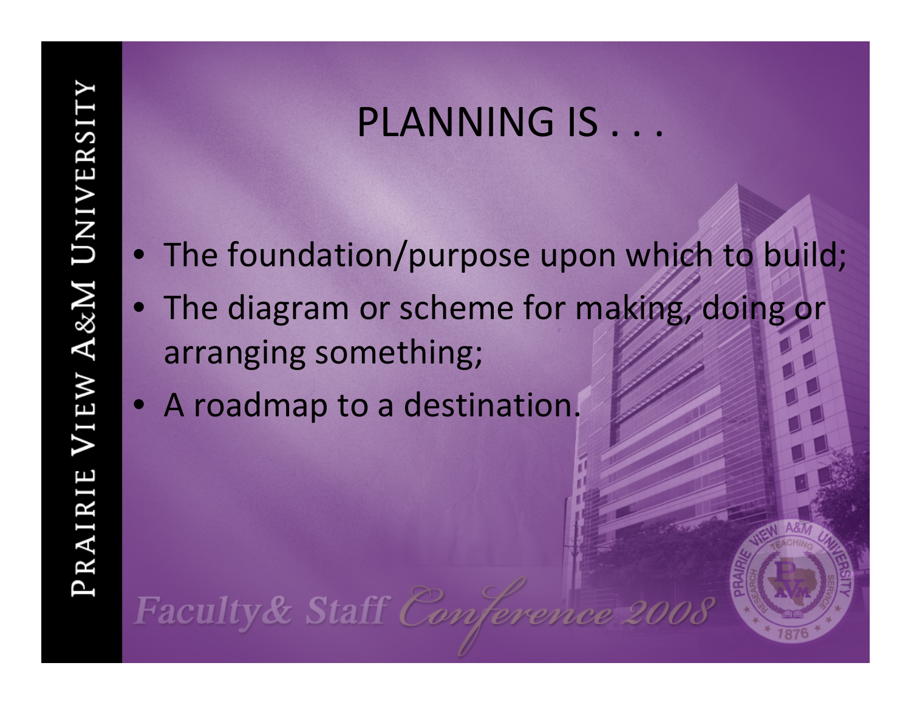# PLANNING IS . . .

- The foundation/purpose upon which to build;
- The diagram or scheme for making, doing or arranging something;
- A roadmap to a destination.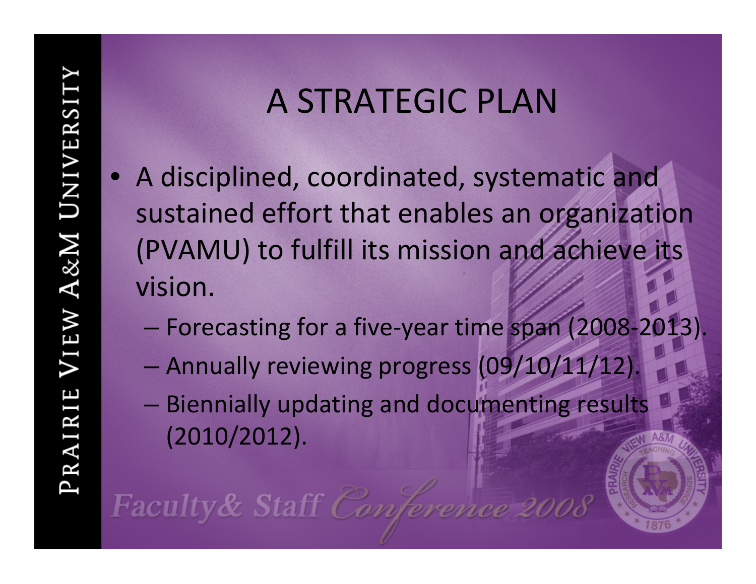# A STRATEGIC PLAN

- A disciplined, coordinated, systematic and sustained effort that enables an organization (PVAMU) to fulfill its mission and achieve its vision.
  - Forecasting for a five-year time span (2008-2013).
  - Annually reviewing progress (09/10/11/12).
  - Biennially updating and documenting results (2010/2012).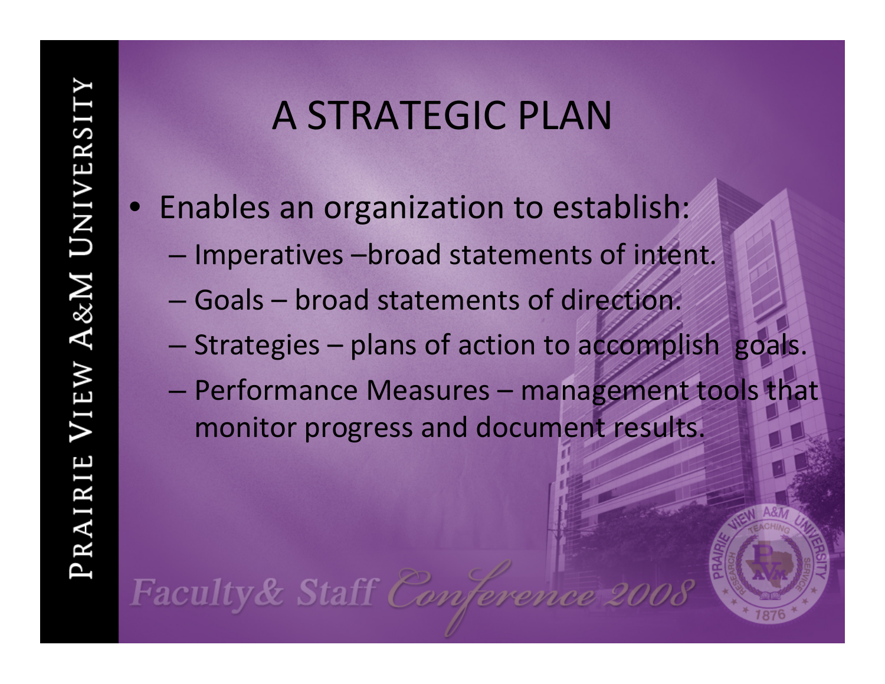# A STRATEGIC PLAN

- Enables an organization to establish:
  - Imperatives –broad statements of intent.
  - Goals – broad statements of direction.
  - Strategies – plans of action to accomplish goals.
  - Performance Measures – management tools that monitor progress and document results.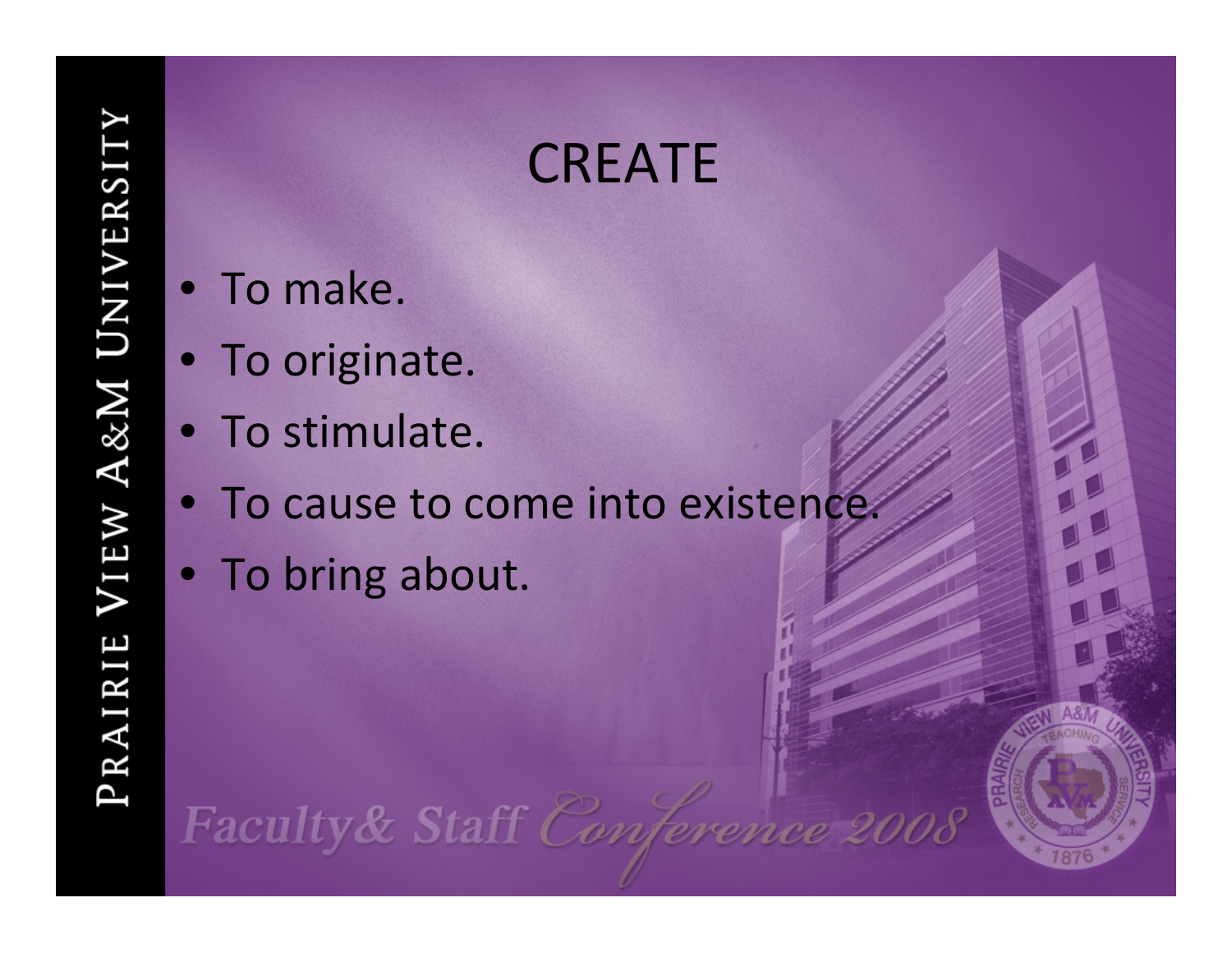# CREATE

- To make.
- To originate.
- To stimulate.
- To cause to come into existence.
- To bring about.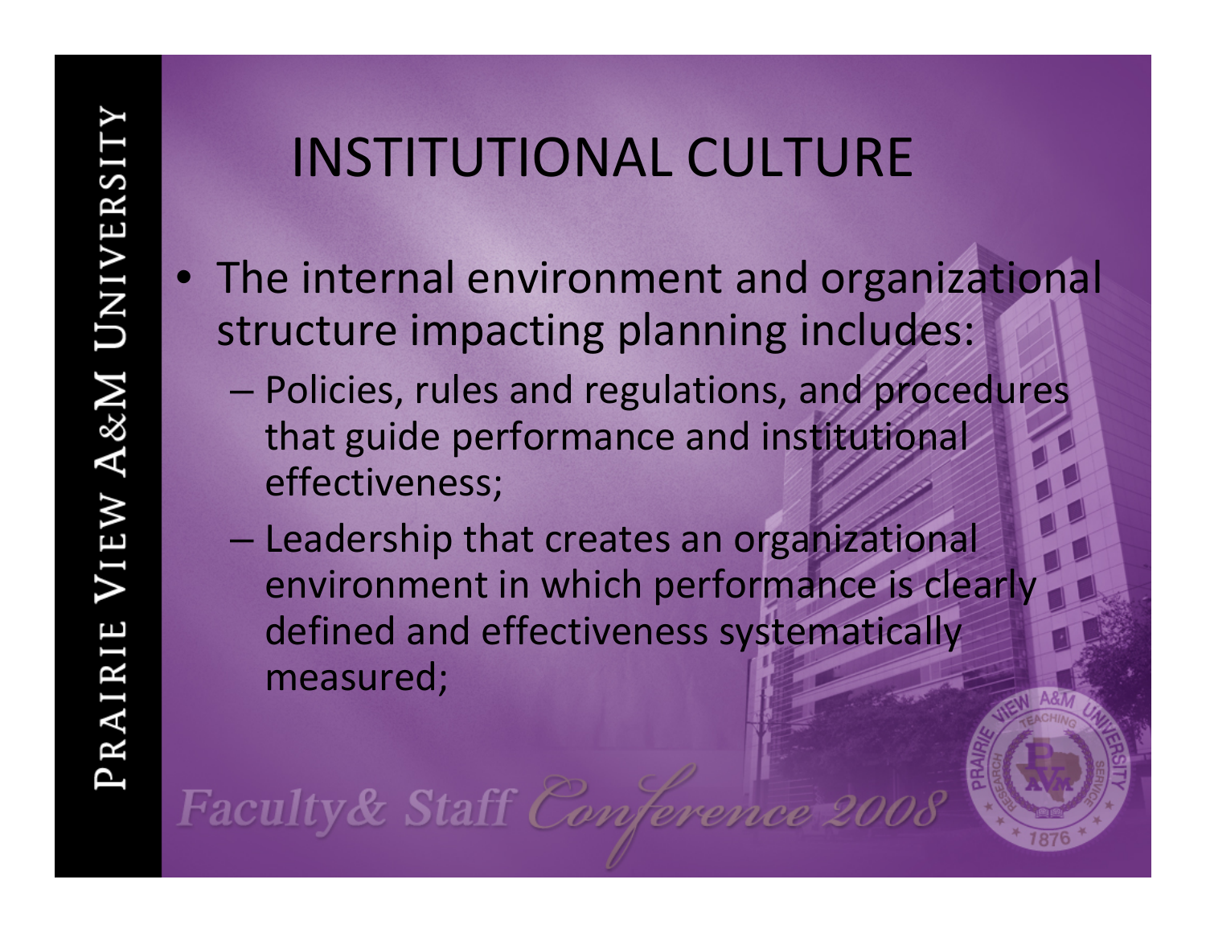# INSTITUTIONAL CULTURE

- The internal environment and organizational structure impacting planning includes:
  - Policies, rules and regulations, and procedures that guide performance and institutional effectiveness;
  - Leadership that creates an organizational environment in which performance is clearly defined and effectiveness systematically measured;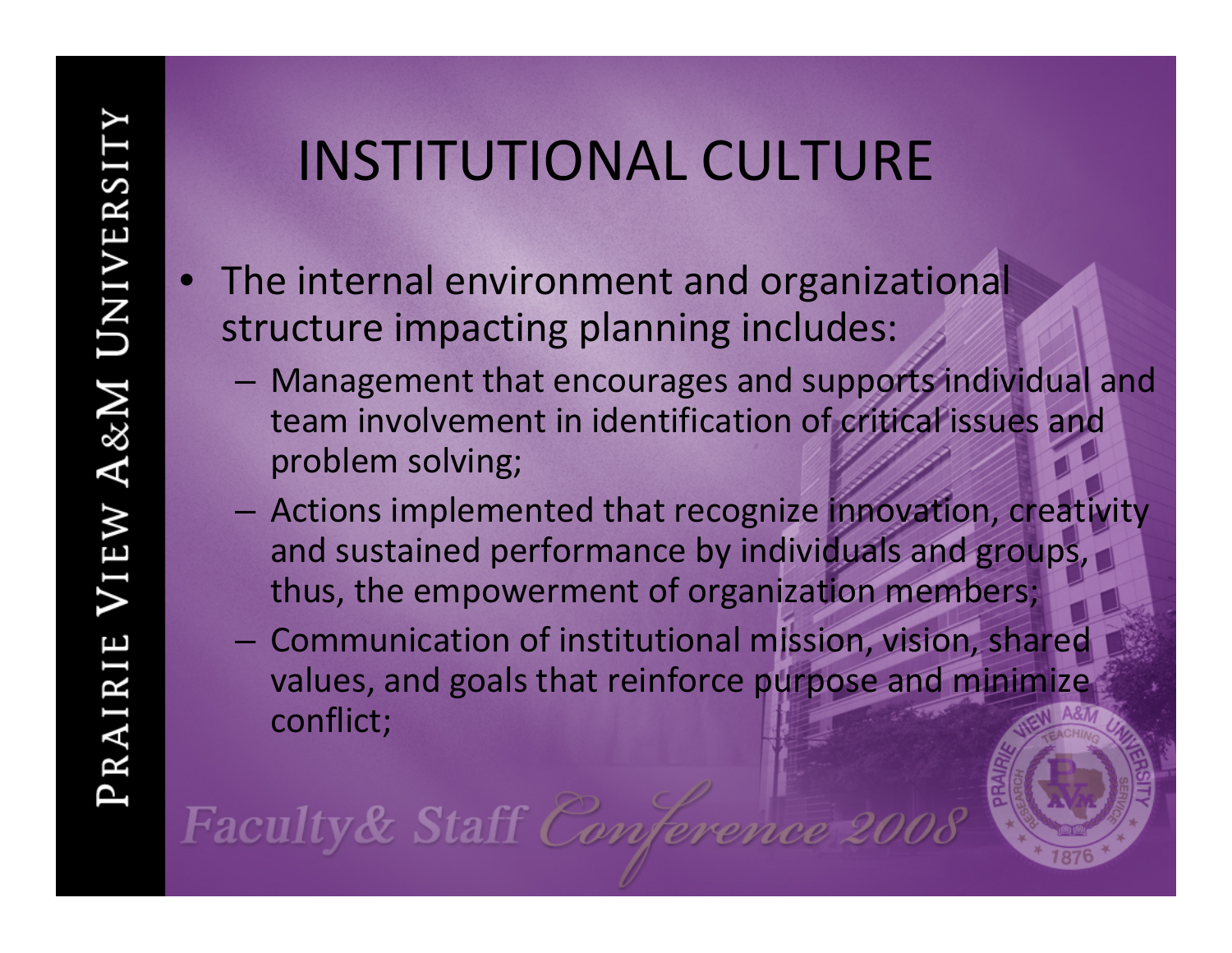# INSTITUTIONAL CULTURE

- The internal environment and organizational structure impacting planning includes:
  - Management that encourages and supports individual and team involvement in identification of critical issues and problem solving;
  - Actions implemented that recognize innovation, creativity and sustained performance by individuals and groups, thus, the empowerment of organization members;
  - Communication of institutional mission, vision, shared values, and goals that reinforce purpose and minimize conflict;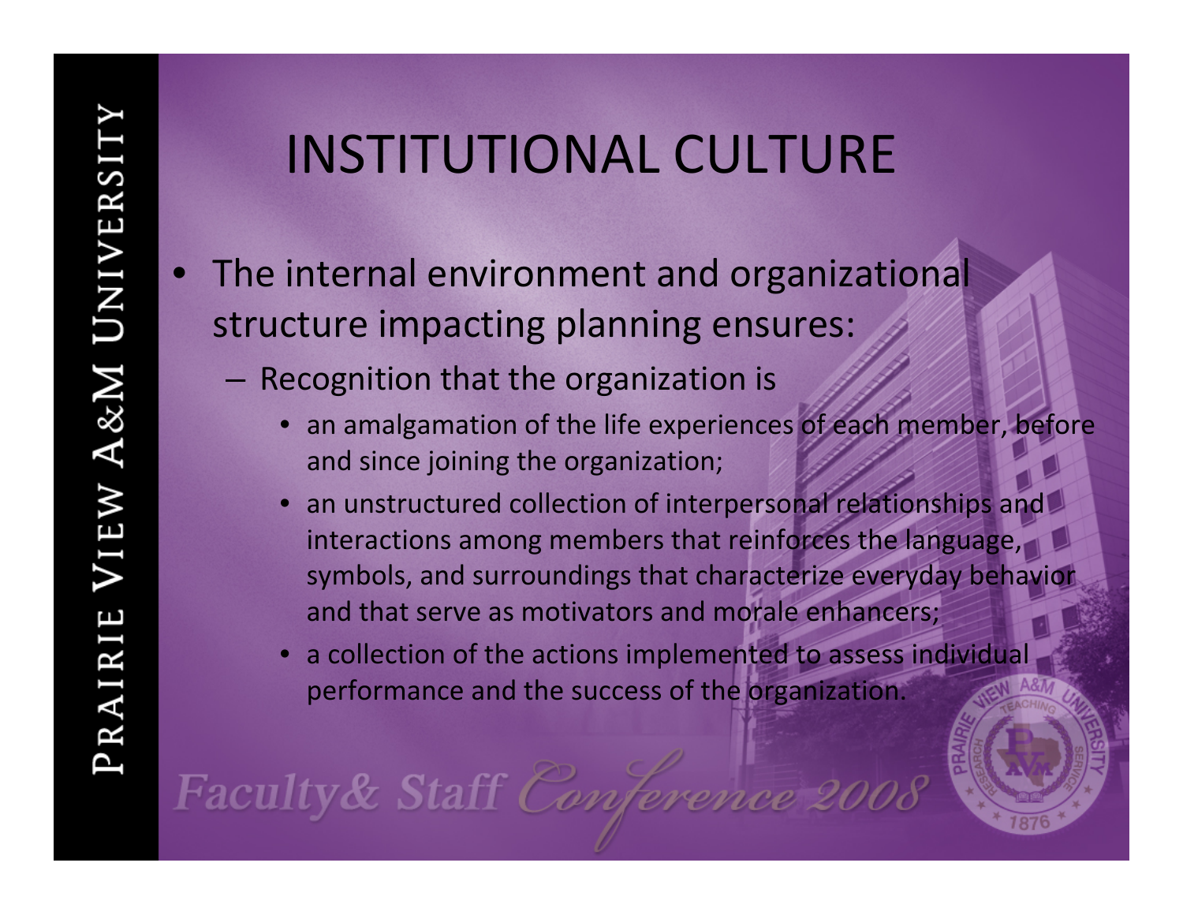# INSTITUTIONAL CULTURE

- The internal environment and organizational structure impacting planning ensures:
  - Recognition that the organization is
    - an amalgamation of the life experiences of each member, before and since joining the organization;
    - an unstructured collection of interpersonal relationships and interactions among members that reinforces the language, symbols, and surroundings that characterize everyday behavior and that serve as motivators and morale enhancers;
    - a collection of the actions implemented to assess individual performance and the success of the organization.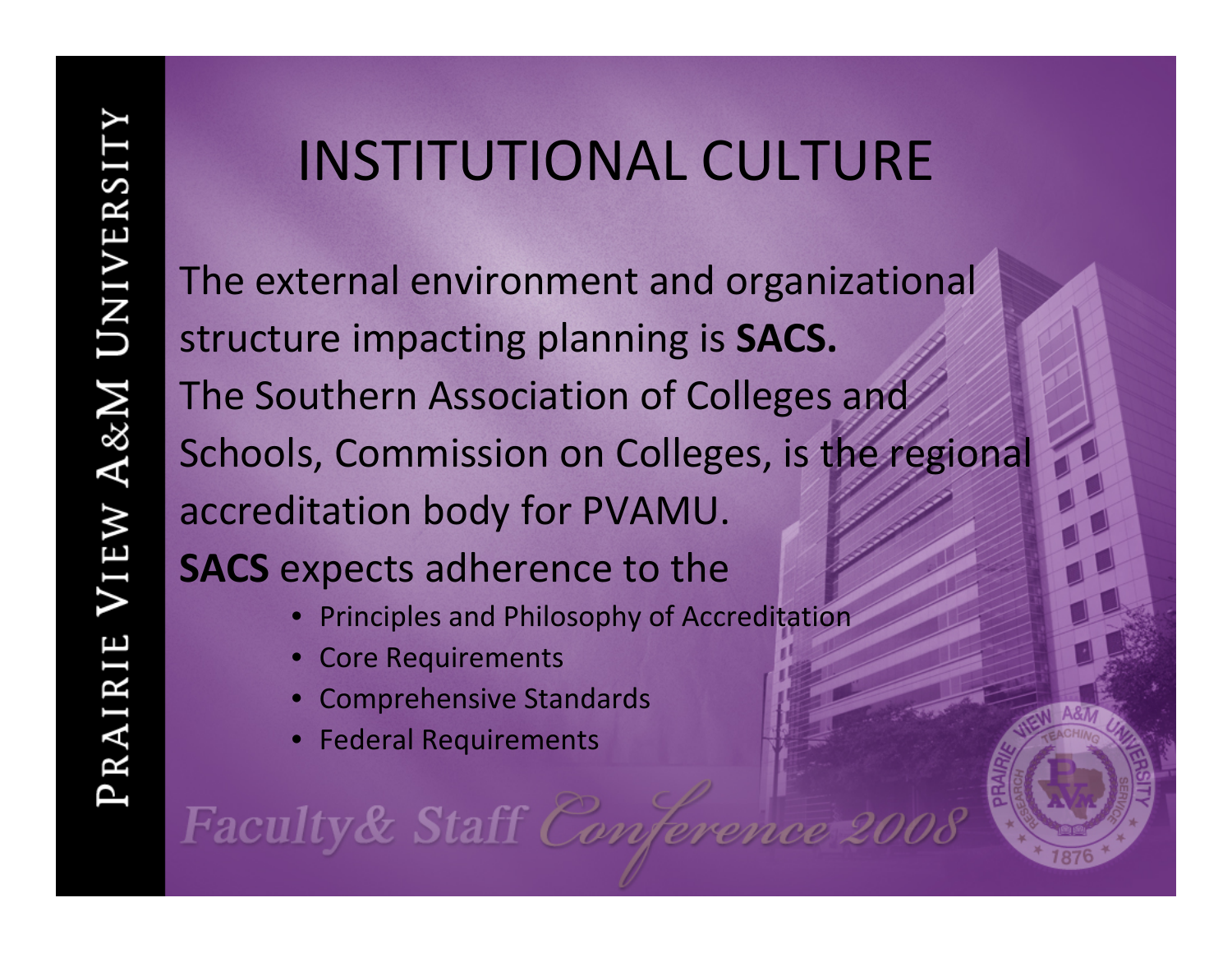# INSTITUTIONAL CULTURE

The external environment and organizational structure impacting planning is **SACS.** The Southern Association of Colleges and Schools, Commission on Colleges, is the regional accreditation body for PVAMU.

**SACS** expects adherence to the

- Principles and Philosophy of Accreditation
- Core Requirements
- Comprehensive Standards
- Federal Requirements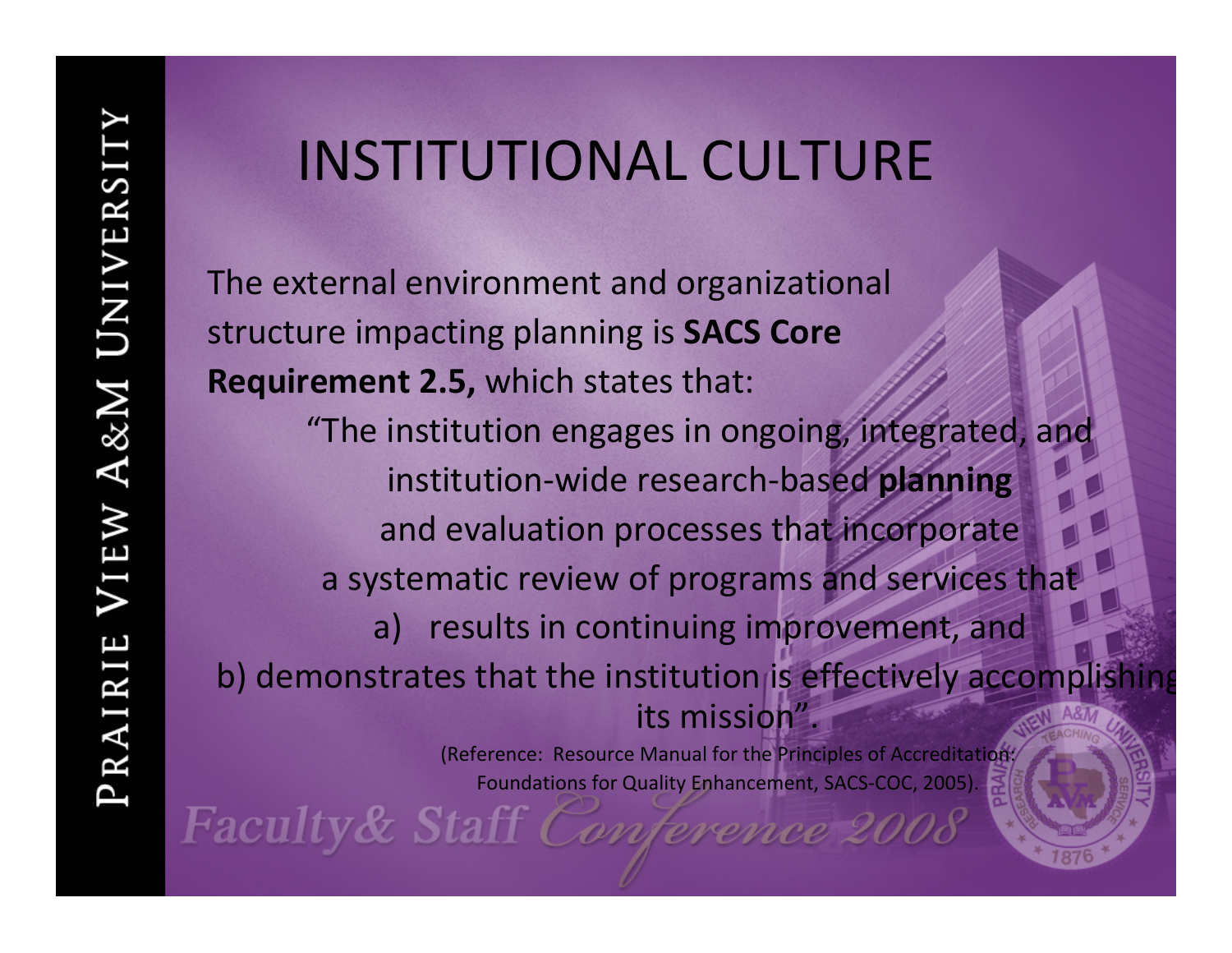# INSTITUTIONAL CULTURE

The external environment and organizational structure impacting planning is **SACS Core Requirement 2.5,** which states that:

"The institution engages in ongoing, integrated, and institution-wide research-based **planning** and evaluation processes that incorporate a systematic review of programs and services that

a) results in continuing improvement, and

b) demonstrates that the institution is effectively accomplishing its mission".

(Reference: Resource Manual for the Principles of Accreditation: Foundations for Quality Enhancement, SACS-COC, 2005).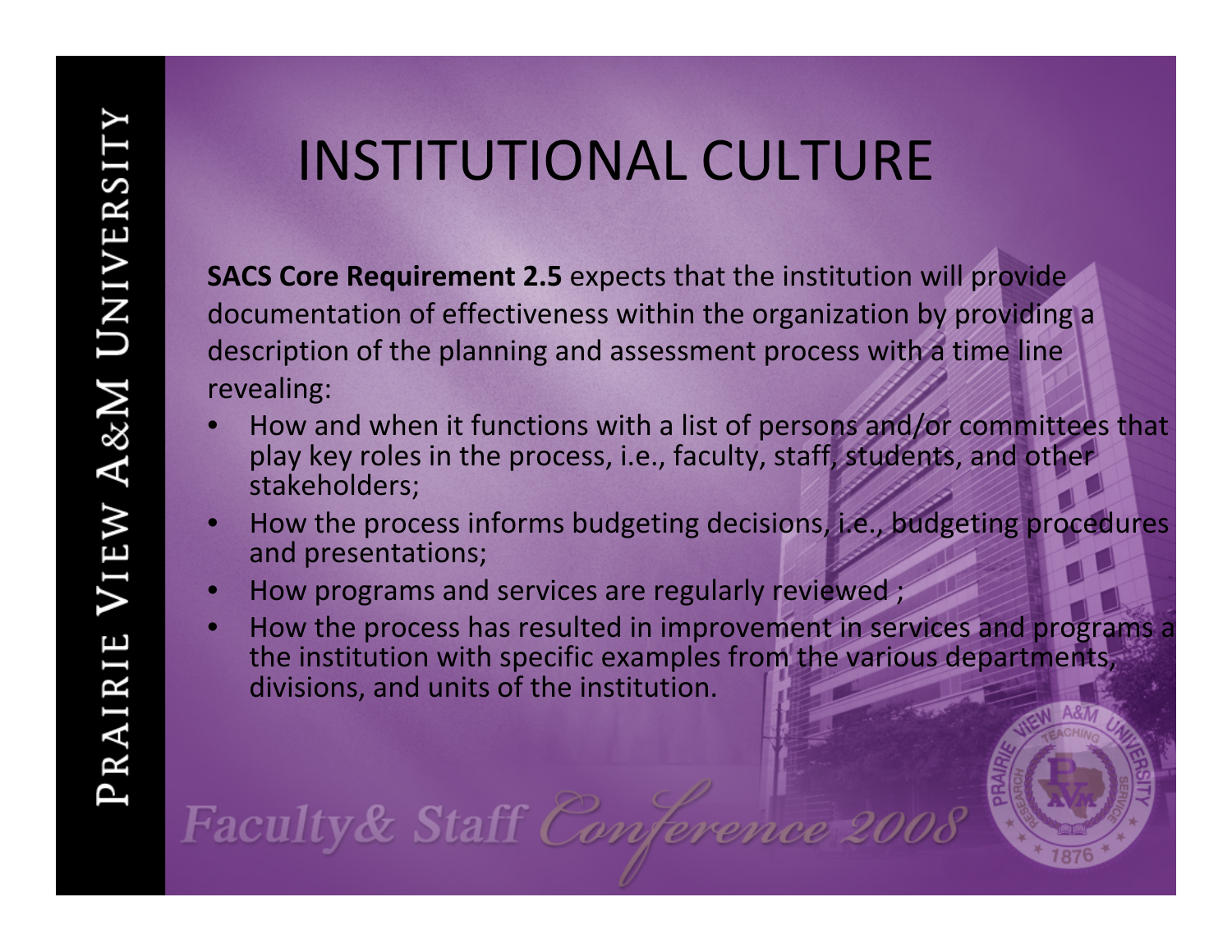# INSTITUTIONAL CULTURE

**SACS Core Requirement 2.5** expects that the institution will provide documentation of effectiveness within the organization by providing a description of the planning and assessment process with a time line revealing:

- How and when it functions with a list of persons and/or committees that play key roles in the process, i.e., faculty, staff, students, and other stakeholders;
- How the process informs budgeting decisions, i.e., budgeting procedures and presentations;
- How programs and services are regularly reviewed ;
- How the process has resulted in improvement in services and programs a the institution with specific examples from the various departments, divisions, and units of the institution.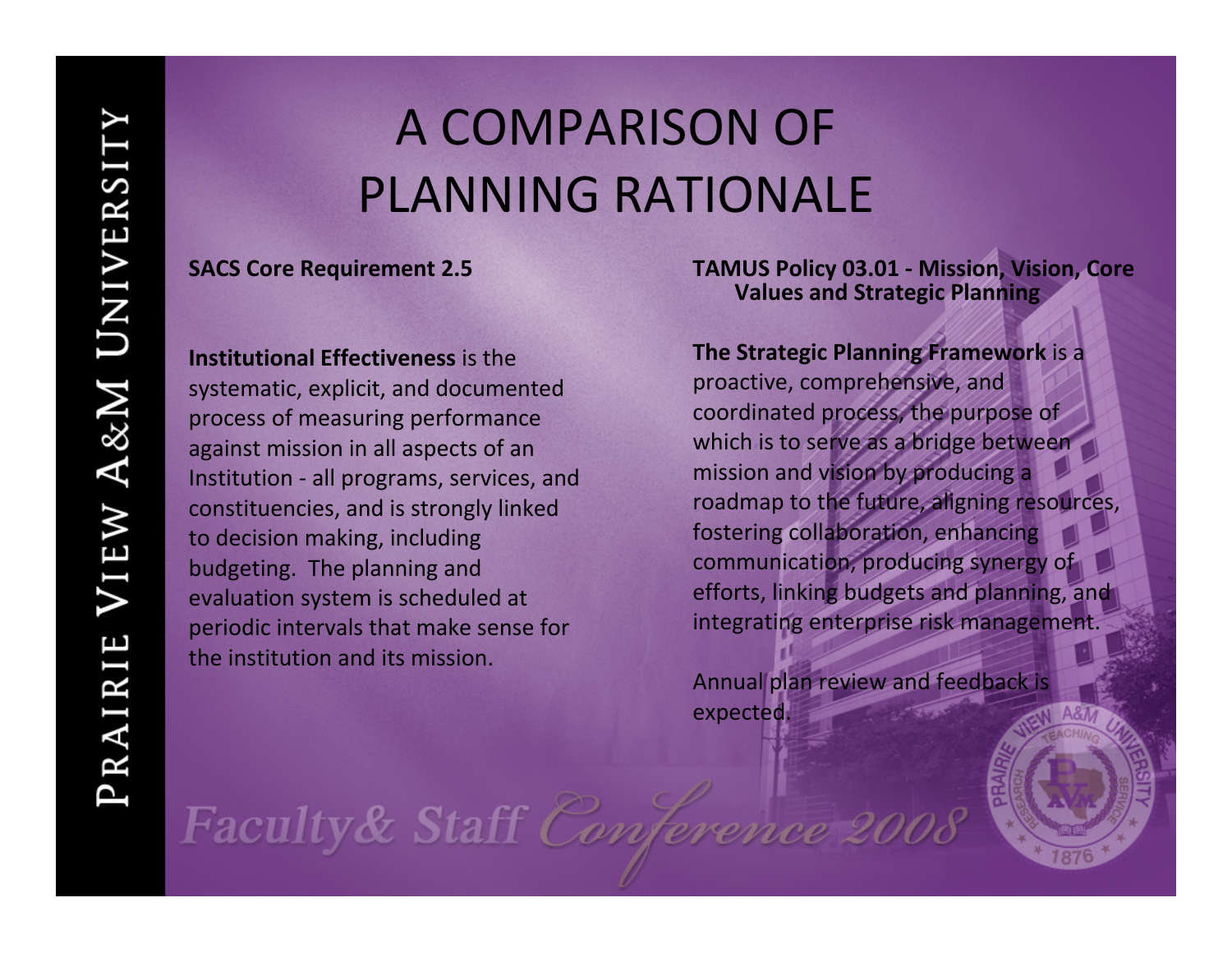# A COMPARISON OF PLANNING RATIONALE

**SACS Core Requirement 2.5**

**Institutional Effectiveness** is the systematic, explicit, and documented process of measuring performance against mission in all aspects of an Institution - all programs, services, and constituencies, and is strongly linked to decision making, including budgeting. The planning and evaluation system is scheduled at periodic intervals that make sense for the institution and its mission.

**TAMUS Policy 03.01 - Mission, Vision, Core Values and Strategic Planning**

**The Strategic Planning Framework** is a proactive, comprehensive, and coordinated process, the purpose of which is to serve as a bridge between mission and vision by producing a roadmap to the future, aligning resources, fostering collaboration, enhancing communication, producing synergy of efforts, linking budgets and planning, and integrating enterprise risk management.

Annual plan review and feedback is expected.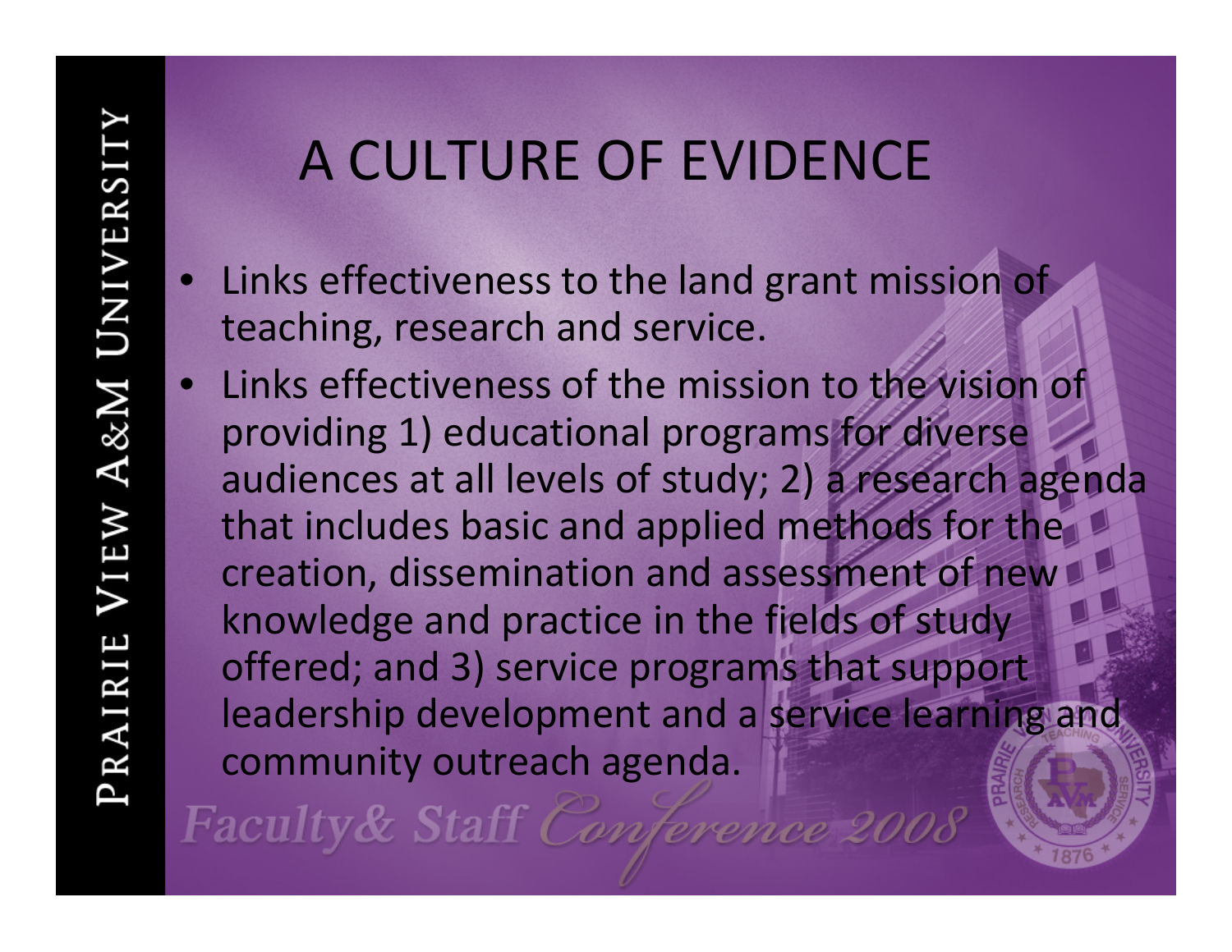# A CULTURE OF EVIDENCE

- Links effectiveness to the land grant mission of teaching, research and service.
- Links effectiveness of the mission to the vision of providing 1) educational programs for diverse audiences at all levels of study; 2) a research agenda that includes basic and applied methods for the creation, dissemination and assessment of new knowledge and practice in the fields of study offered; and 3) service programs that support leadership development and a service learning and community outreach agenda.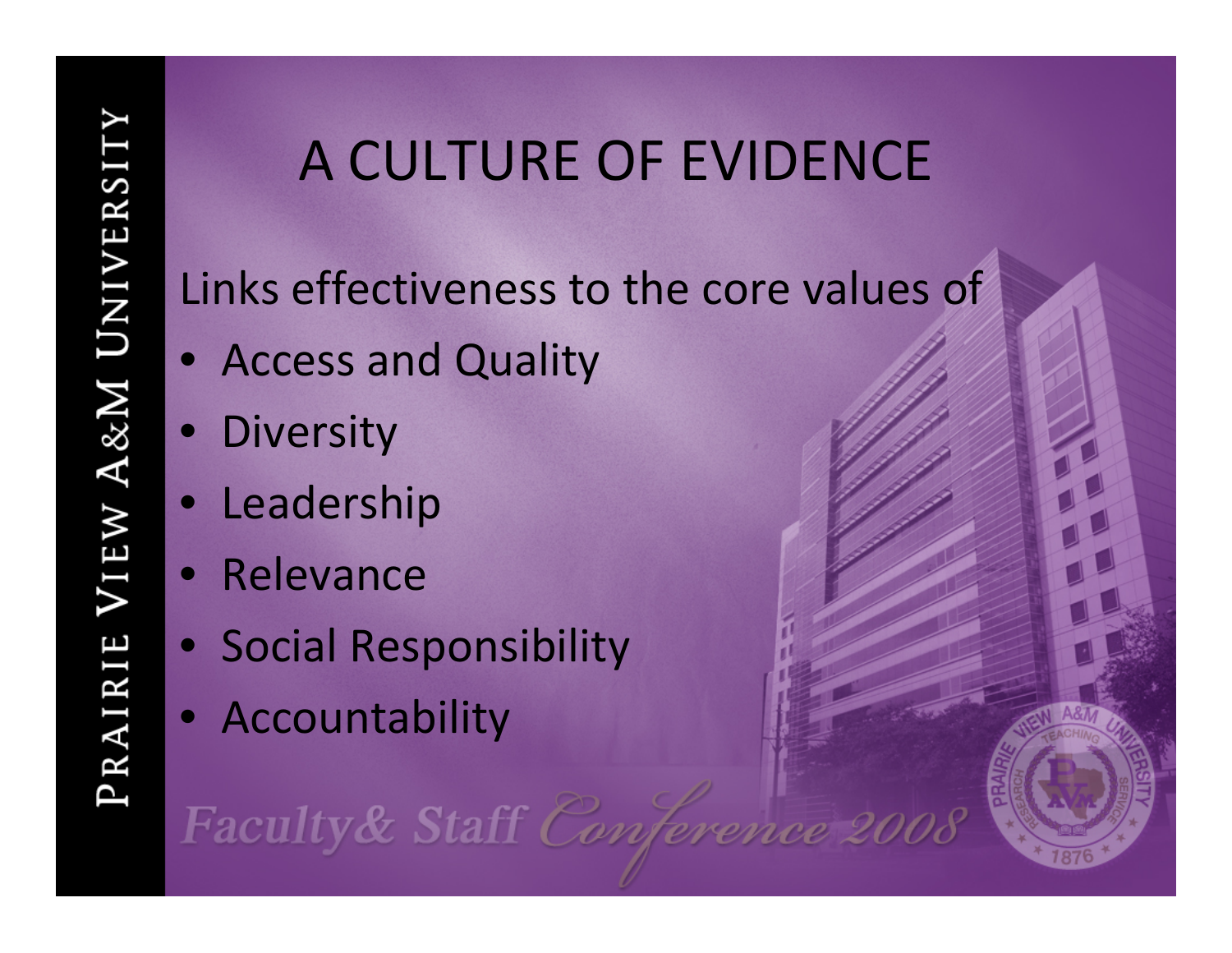# A CULTURE OF EVIDENCE

Links effectiveness to the core values of

- Access and Quality
- Diversity
- Leadership
- Relevance
- Social Responsibility
- Accountability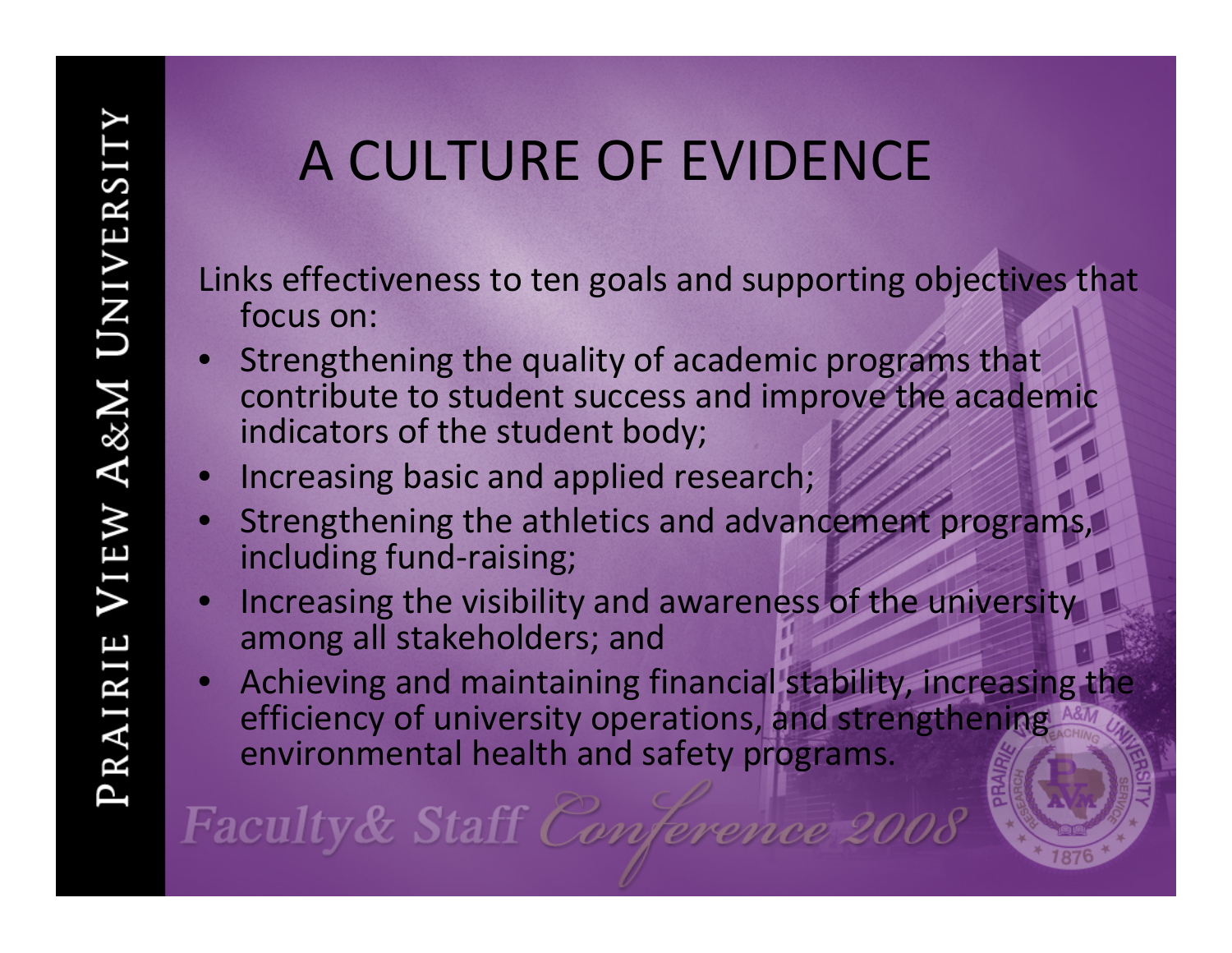# A CULTURE OF EVIDENCE

Links effectiveness to ten goals and supporting objectives that focus on:

- Strengthening the quality of academic programs that contribute to student success and improve the academic indicators of the student body;
- Increasing basic and applied research;
- Strengthening the athletics and advancement programs, including fund-raising;
- Increasing the visibility and awareness of the university among all stakeholders; and
- Achieving and maintaining financial stability, increasing the efficiency of university operations, and strengthening environmental health and safety programs.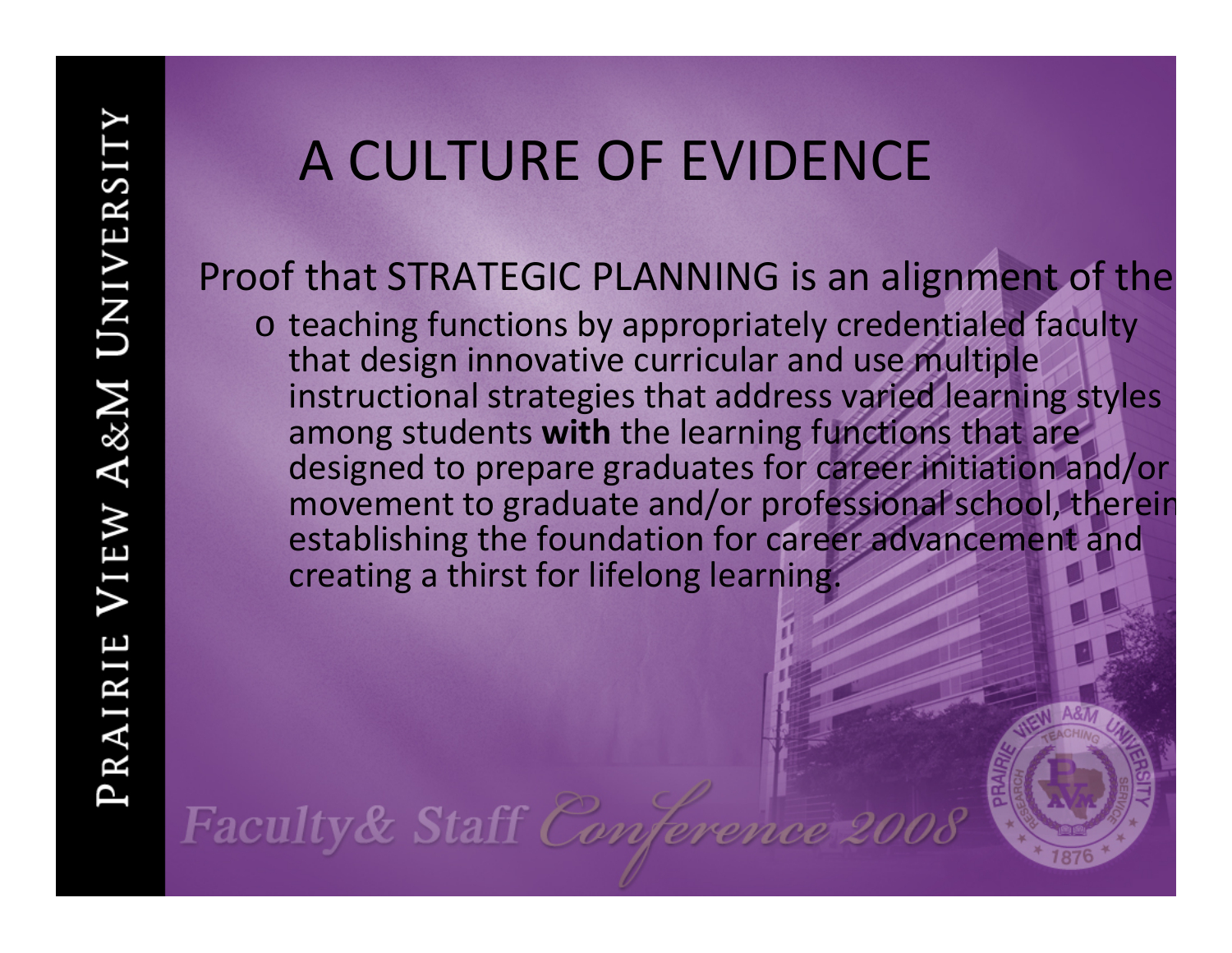# A CULTURE OF EVIDENCE

Proof that STRATEGIC PLANNING is an alignment of the

- teaching functions by appropriately credentialed faculty that design innovative curricular and use multiple instructional strategies that address varied learning styles among students **with** the learning functions that are designed to prepare graduates for career initiation and/or movement to graduate and/or professional school, therein establishing the foundation for career advancement and creating a thirst for lifelong learning.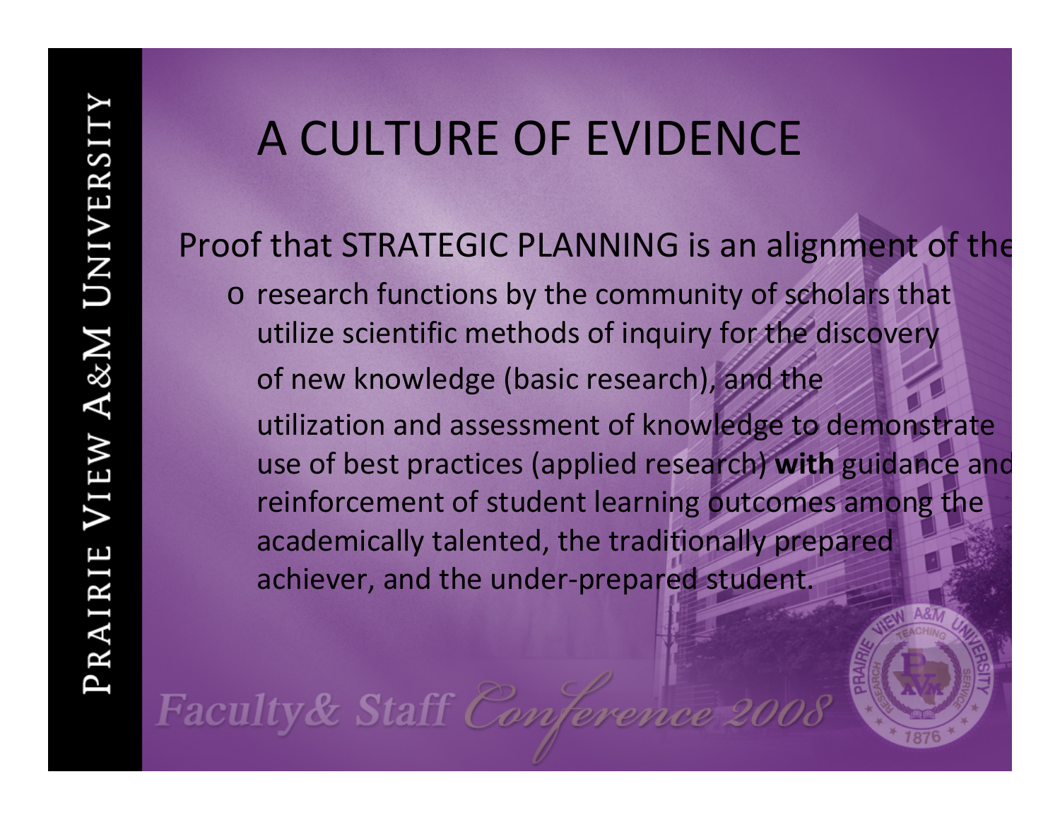# A CULTURE OF EVIDENCE

Proof that STRATEGIC PLANNING is an alignment of the

- research functions by the community of scholars that utilize scientific methods of inquiry for the discovery of new knowledge (basic research), and the utilization and assessment of knowledge to demonstrate use of best practices (applied research) **with** guidance and reinforcement of student learning outcomes among the academically talented, the traditionally prepared achiever, and the under-prepared student.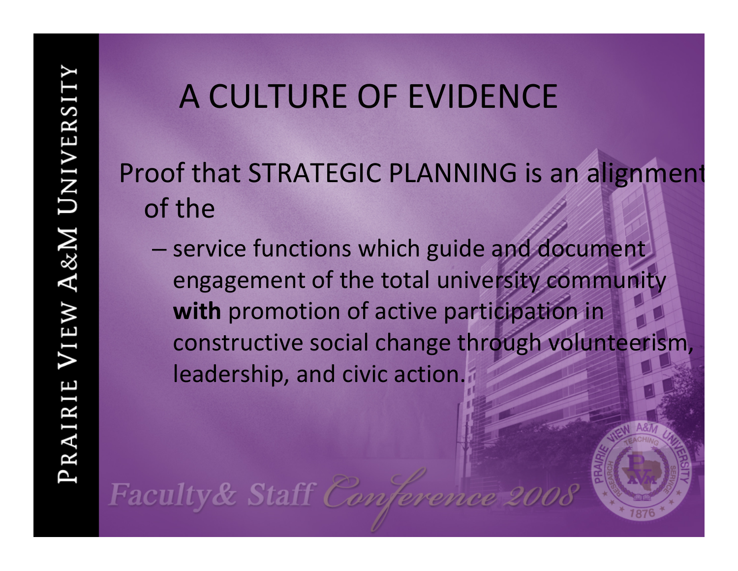# A CULTURE OF EVIDENCE

Proof that STRATEGIC PLANNING is an alignment of the

- service functions which guide and document engagement of the total university community **with** promotion of active participation in constructive social change through volunteerism, leadership, and civic action.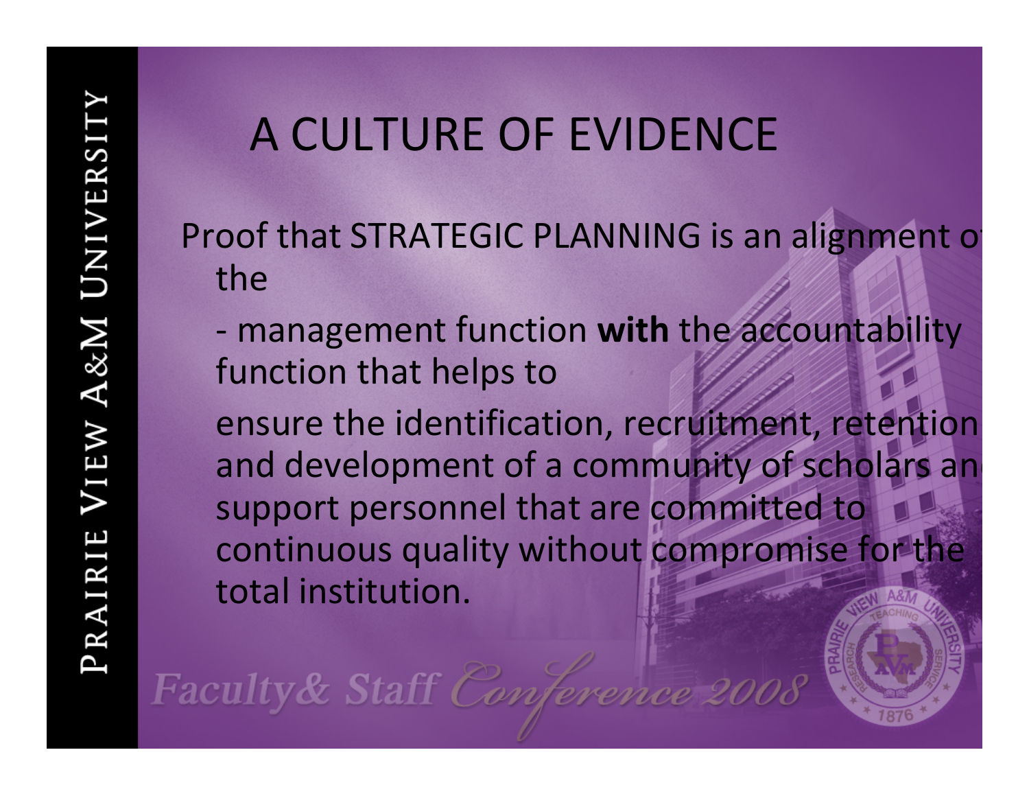# A CULTURE OF EVIDENCE

Proof that STRATEGIC PLANNING is an alignment of the

- management function **with** the accountability function that helps to

ensure the identification, recruitment, retention and development of a community of scholars and support personnel that are committed to continuous quality without compromise for the total institution.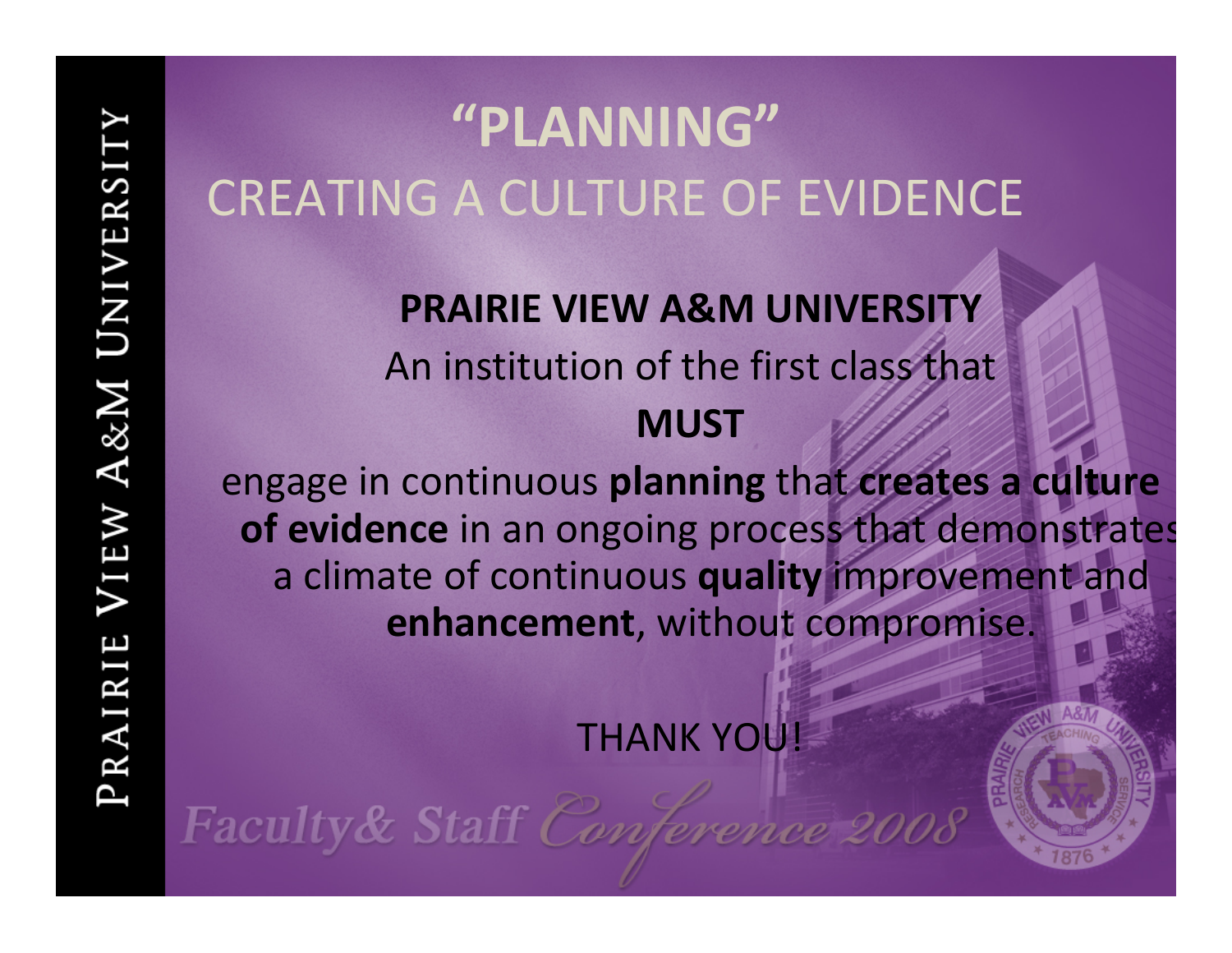# "PLANNING"

## CREATING A CULTURE OF EVIDENCE

**PRAIRIE VIEW A&M UNIVERSITY**

An institution of the first class that

**MUST**

engage in continuous **planning** that **creates a culture of evidence** in an ongoing process that demonstrates a climate of continuous **quality** improvement and **enhancement**, without compromise.

THANK YOU!